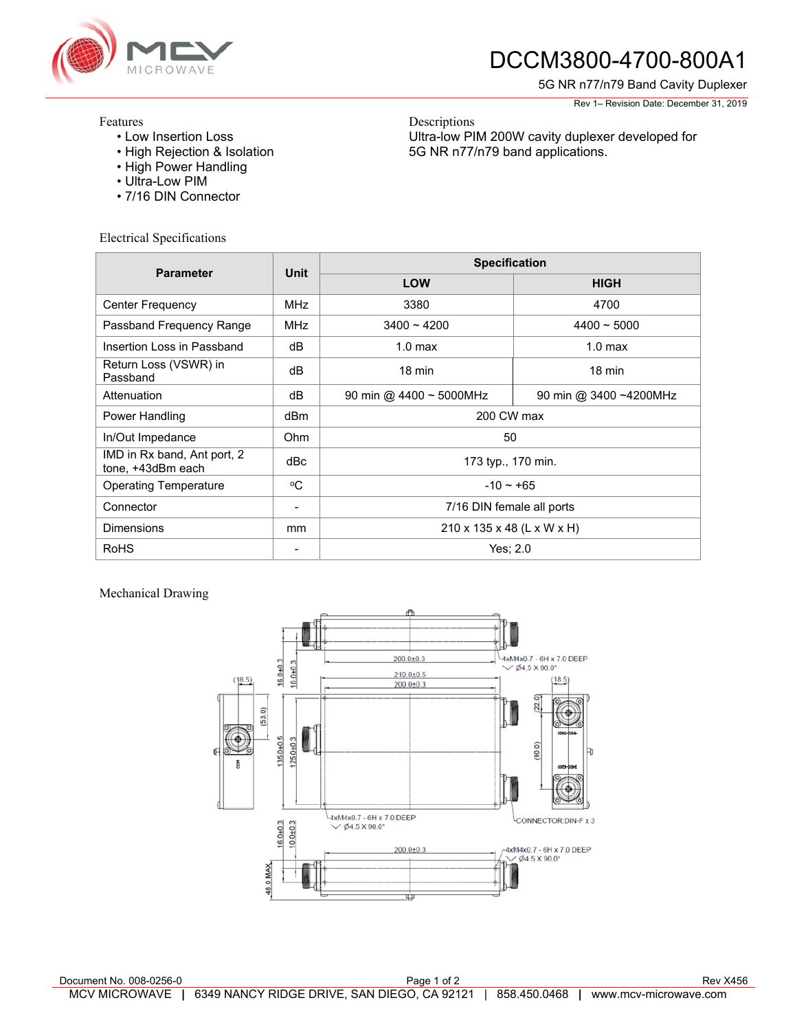# DCCM3800-4700-800A1

5G NR n77/n79 Band Cavity Duplexer

Rev 1– Revision Date: December 31, 2019

## Features

- Low Insertion Loss
- High Rejection & Isolation
- High Power Handling
- Ultra-Low PIM
- 7/16 DIN Connector

## Descriptions

Ultra-low PIM 200W cavity duplexer developed for 5G NR n77/n79 band applications.

## Electrical Specifications

| Parameter | Unit | Specification | |
|---|---|---|---|
| | | LOW | HIGH |
| Center Frequency | MHz | 3380 | 4700 |
| Passband Frequency Range | MHz | 3400 ~ 4200 | 4400 ~ 5000 |
| Insertion Loss in Passband | dB | 1.0 max | 1.0 max |
| Return Loss (VSWR) in Passband | dB | 18 min | 18 min |
| Attenuation | dB | 90 min @ 4400 ~ 5000MHz | 90 min @ 3400 ~4200MHz |
| Power Handling | dBm | 200 CW max | |
| In/Out Impedance | Ohm | 50 | |
| IMD in Rx band, Ant port, 2 tone, +43dBm each | dBc | 173 typ., 170 min. | |
| Operating Temperature | °C | -10 ~ +65 | |
| Connector | - | 7/16 DIN female all ports | |
| Dimensions | mm | 210 x 135 x 48 (L x W x H) | |
| RoHS | - | Yes; 2.0 | |

## Mechanical Drawing

Document No. 008-0256-0

Rev X456

MCV MICROWAVE | 6349 NANCY RIDGE DRIVE, SAN DIEGO, CA 92121 | 858.450.0468 | www.mcv-microwave.com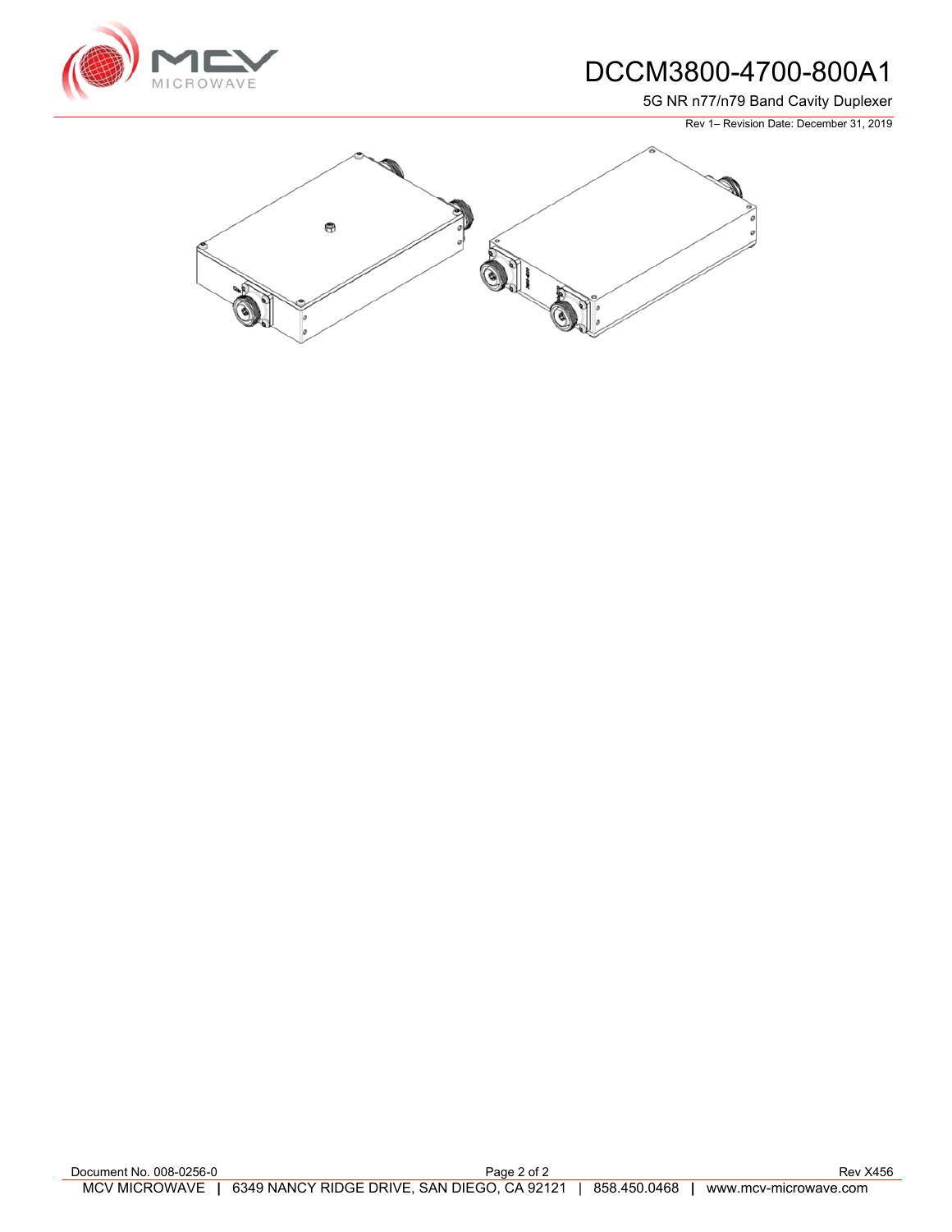# DCCM3800-4700-800A1

5G NR n77/n79 Band Cavity Duplexer

Rev 1– Revision Date: December 31, 2019

Document No. 008-0256-0

Rev X456

MCV MICROWAVE | 6349 NANCY RIDGE DRIVE, SAN DIEGO, CA 92121 | 858.450.0468 | www.mcv-microwave.com